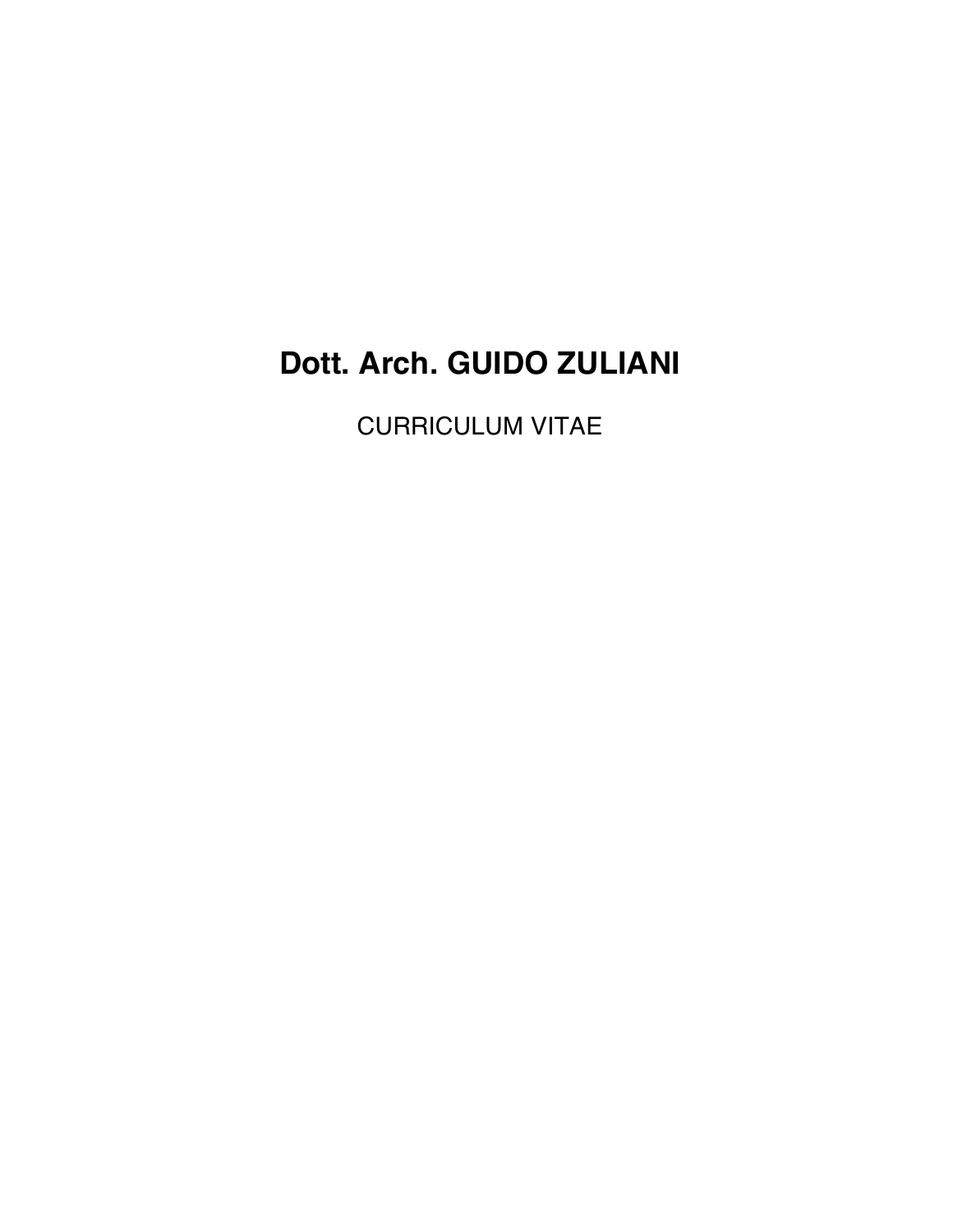# Dott. Arch. GUIDO ZULIANI

CURRICULUM VITAE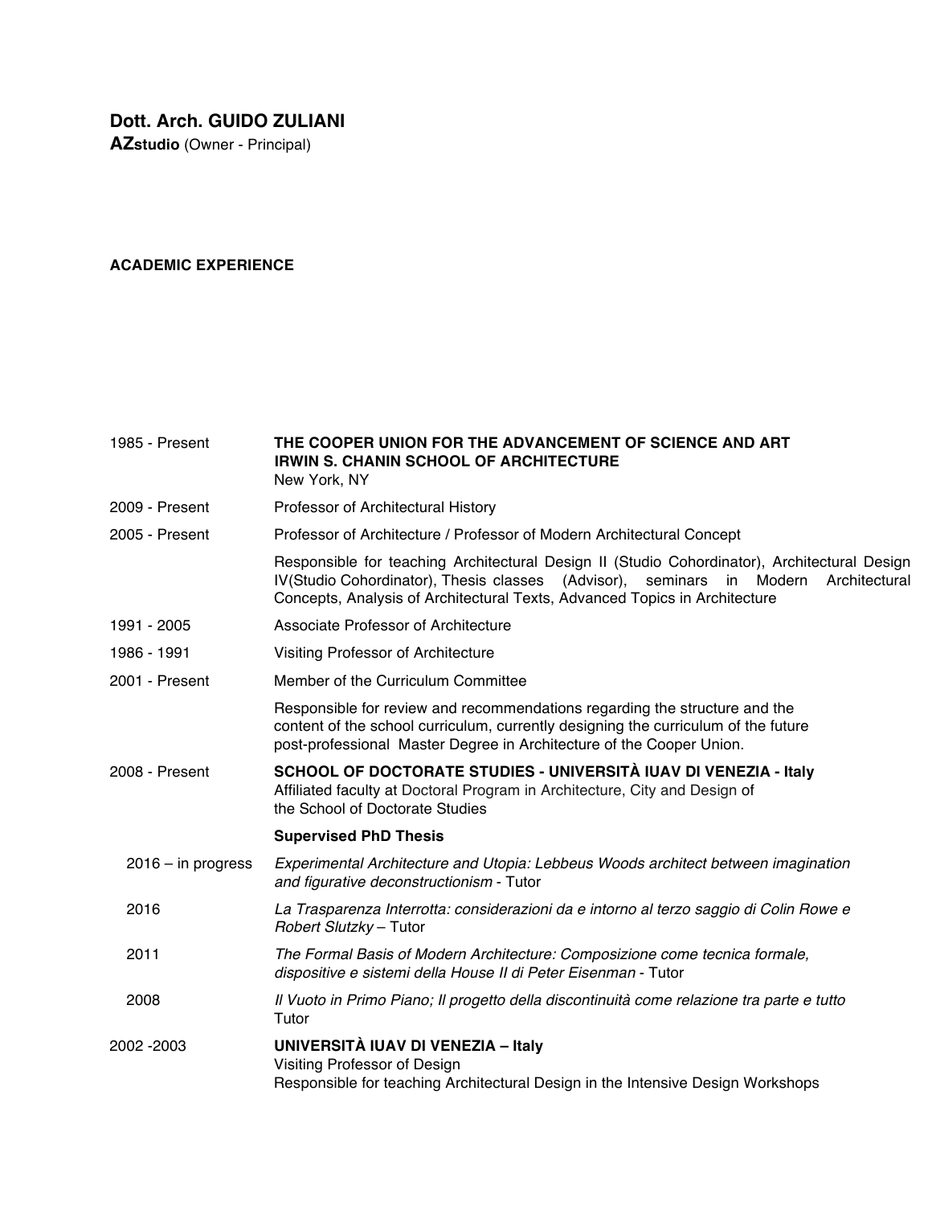**Dott. Arch. GUIDO ZULIANI**
**AZstudio** (Owner - Principal)

**ACADEMIC EXPERIENCE**

1985 - Present **THE COOPER UNION FOR THE ADVANCEMENT OF SCIENCE AND ART**
**IRWIN S. CHANIN SCHOOL OF ARCHITECTURE**
New York, NY

2009 - Present Professor of Architectural History

2005 - Present Professor of Architecture / Professor of Modern Architectural Concept

Responsible for teaching Architectural Design II (Studio Cohordinator), Architectural Design IV(Studio Cohordinator), Thesis classes (Advisor), seminars in Modern Architectural Concepts, Analysis of Architectural Texts, Advanced Topics in Architecture

1991 - 2005 Associate Professor of Architecture

1986 - 1991 Visiting Professor of Architecture

2001 - Present Member of the Curriculum Committee

Responsible for review and recommendations regarding the structure and the content of the school curriculum, currently designing the curriculum of the future post-professional Master Degree in Architecture of the Cooper Union.

2008 - Present **SCHOOL OF DOCTORATE STUDIES - UNIVERSITÀ IUAV DI VENEZIA - Italy**
Affiliated faculty at Doctoral Program in Architecture, City and Design of the School of Doctorate Studies

**Supervised PhD Thesis**

2016 – in progress *Experimental Architecture and Utopia: Lebbeus Woods architect between imagination and figurative deconstructionism* - Tutor

2016 *La Trasparenza Interrotta: considerazioni da e intorno al terzo saggio di Colin Rowe e Robert Slutzky* – Tutor

2011 *The Formal Basis of Modern Architecture: Composizione come tecnica formale, dispositive e sistemi della House II di Peter Eisenman* - Tutor

2008 *Il Vuoto in Primo Piano; Il progetto della discontinuità come relazione tra parte e tutto* Tutor

2002 -2003 **UNIVERSITÀ IUAV DI VENEZIA – Italy**
Visiting Professor of Design
Responsible for teaching Architectural Design in the Intensive Design Workshops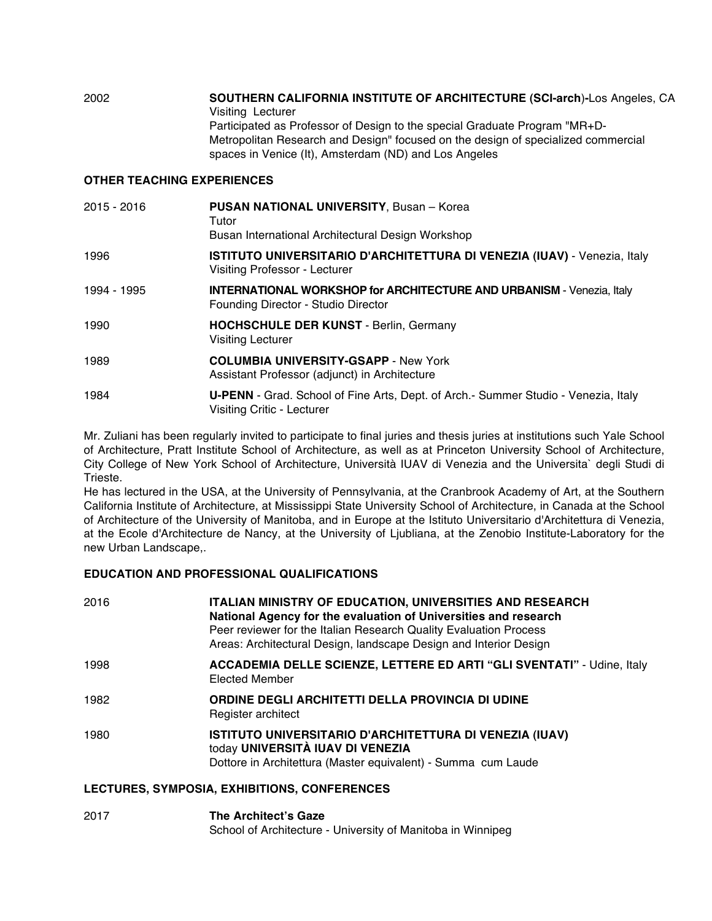2002 **SOUTHERN CALIFORNIA INSTITUTE OF ARCHITECTURE (SCI-arch)**-Los Angeles, CA
Visiting Lecturer
Participated as Professor of Design to the special Graduate Program "MR+D-Metropolitan Research and Design" focused on the design of specialized commercial spaces in Venice (It), Amsterdam (ND) and Los Angeles

**OTHER TEACHING EXPERIENCES**

2015 - 2016 **PUSAN NATIONAL UNIVERSITY**, Busan – Korea
Tutor
Busan International Architectural Design Workshop

1996 **ISTITUTO UNIVERSITARIO D'ARCHITETTURA DI VENEZIA (IUAV)** - Venezia, Italy
Visiting Professor - Lecturer

1994 - 1995 **INTERNATIONAL WORKSHOP for ARCHITECTURE AND URBANISM** - Venezia, Italy
Founding Director - Studio Director

1990 **HOCHSCHULE DER KUNST** - Berlin, Germany
Visiting Lecturer

1989 **COLUMBIA UNIVERSITY-GSAPP** - New York
Assistant Professor (adjunct) in Architecture

1984 **U-PENN** - Grad. School of Fine Arts, Dept. of Arch.- Summer Studio - Venezia, Italy
Visiting Critic - Lecturer

Mr. Zuliani has been regularly invited to participate to final juries and thesis juries at institutions such Yale School of Architecture, Pratt Institute School of Architecture, as well as at Princeton University School of Architecture, City College of New York School of Architecture, Università IUAV di Venezia and the Universita` degli Studi di Trieste.
He has lectured in the USA, at the University of Pennsylvania, at the Cranbrook Academy of Art, at the Southern California Institute of Architecture, at Mississippi State University School of Architecture, in Canada at the School of Architecture of the University of Manitoba, and in Europe at the Istituto Universitario d'Architettura di Venezia, at the Ecole d'Architecture de Nancy, at the University of Ljubliana, at the Zenobio Institute-Laboratory for the new Urban Landscape,.

**EDUCATION AND PROFESSIONAL QUALIFICATIONS**

2016 **ITALIAN MINISTRY OF EDUCATION, UNIVERSITIES AND RESEARCH**
**National Agency for the evaluation of Universities and research**
Peer reviewer for the Italian Research Quality Evaluation Process
Areas: Architectural Design, landscape Design and Interior Design

1998 **ACCADEMIA DELLE SCIENZE, LETTERE ED ARTI "GLI SVENTATI"** - Udine, Italy
Elected Member

1982 **ORDINE DEGLI ARCHITETTI DELLA PROVINCIA DI UDINE**
Register architect

1980 **ISTITUTO UNIVERSITARIO D'ARCHITETTURA DI VENEZIA (IUAV)**
today **UNIVERSITÀ IUAV DI VENEZIA**
Dottore in Architettura (Master equivalent) - Summa cum Laude

**LECTURES, SYMPOSIA, EXHIBITIONS, CONFERENCES**

2017 **The Architect's Gaze**
School of Architecture - University of Manitoba in Winnipeg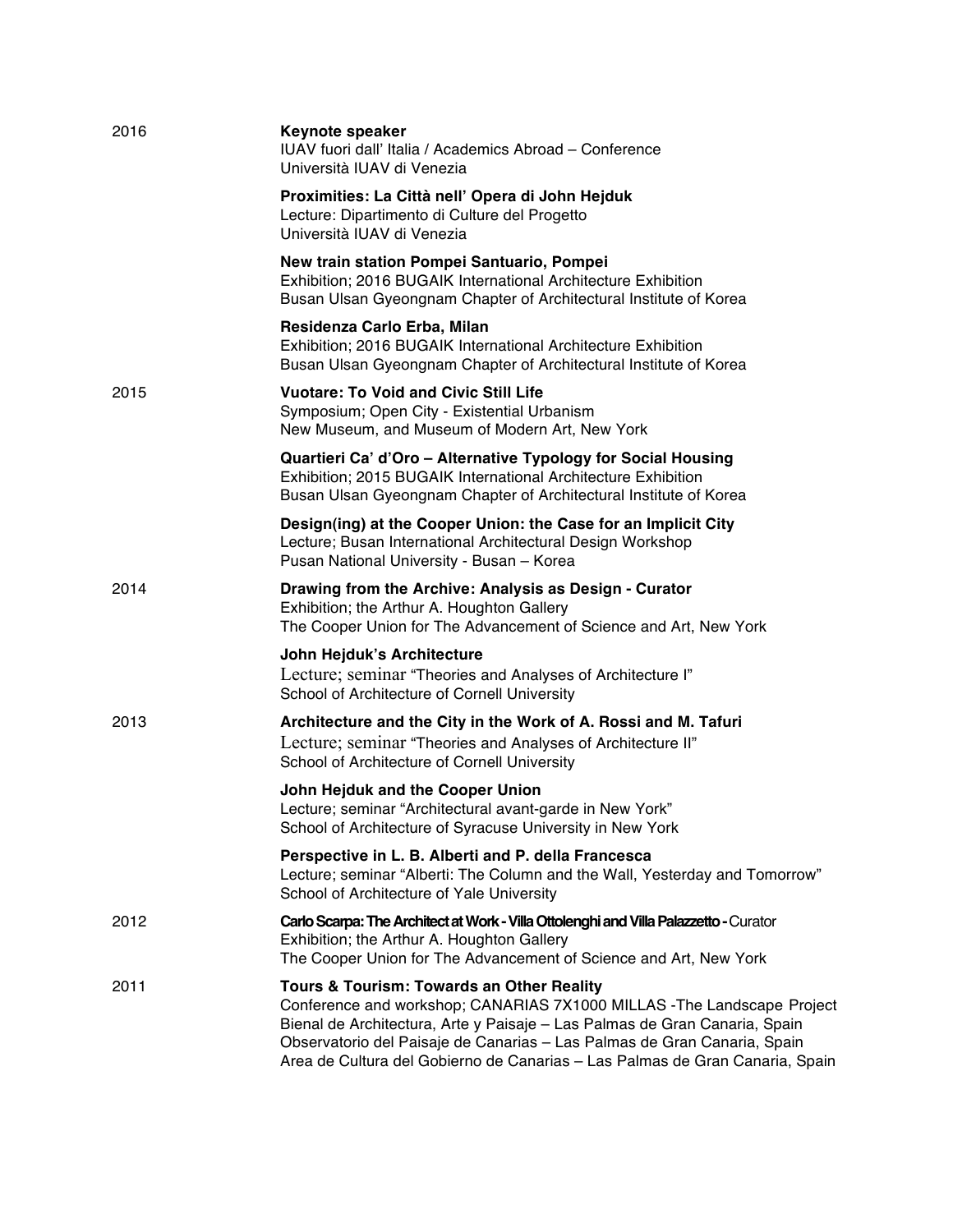2016

**Keynote speaker**
IUAV fuori dall' Italia / Academics Abroad – Conference
Università IUAV di Venezia

**Proximities: La Città nell' Opera di John Hejduk**
Lecture: Dipartimento di Culture del Progetto
Università IUAV di Venezia

**New train station Pompei Santuario, Pompei**
Exhibition; 2016 BUGAIK International Architecture Exhibition
Busan Ulsan Gyeongnam Chapter of Architectural Institute of Korea

**Residenza Carlo Erba, Milan**
Exhibition; 2016 BUGAIK International Architecture Exhibition
Busan Ulsan Gyeongnam Chapter of Architectural Institute of Korea

2015

**Vuotare: To Void and Civic Still Life**
Symposium; Open City - Existential Urbanism
New Museum, and Museum of Modern Art, New York

**Quartieri Ca' d'Oro – Alternative Typology for Social Housing**
Exhibition; 2015 BUGAIK International Architecture Exhibition
Busan Ulsan Gyeongnam Chapter of Architectural Institute of Korea

**Design(ing) at the Cooper Union: the Case for an Implicit City**
Lecture; Busan International Architectural Design Workshop
Pusan National University - Busan – Korea

2014

**Drawing from the Archive: Analysis as Design - Curator**
Exhibition; the Arthur A. Houghton Gallery
The Cooper Union for The Advancement of Science and Art, New York

**John Hejduk's Architecture**
Lecture; seminar "Theories and Analyses of Architecture I"
School of Architecture of Cornell University

2013

**Architecture and the City in the Work of A. Rossi and M. Tafuri**
Lecture; seminar "Theories and Analyses of Architecture II"
School of Architecture of Cornell University

**John Hejduk and the Cooper Union**
Lecture; seminar "Architectural avant-garde in New York"
School of Architecture of Syracuse University in New York

**Perspective in L. B. Alberti and P. della Francesca**
Lecture; seminar "Alberti: The Column and the Wall, Yesterday and Tomorrow"
School of Architecture of Yale University

2012

**Carlo Scarpa: The Architect at Work - Villa Ottolenghi and Villa Palazzetto -** Curator
Exhibition; the Arthur A. Houghton Gallery
The Cooper Union for The Advancement of Science and Art, New York

2011

**Tours & Tourism: Towards an Other Reality**
Conference and workshop; CANARIAS 7X1000 MILLAS -The Landscape Project
Bienal de Architectura, Arte y Paisaje – Las Palmas de Gran Canaria, Spain
Observatorio del Paisaje de Canarias – Las Palmas de Gran Canaria, Spain
Area de Cultura del Gobierno de Canarias – Las Palmas de Gran Canaria, Spain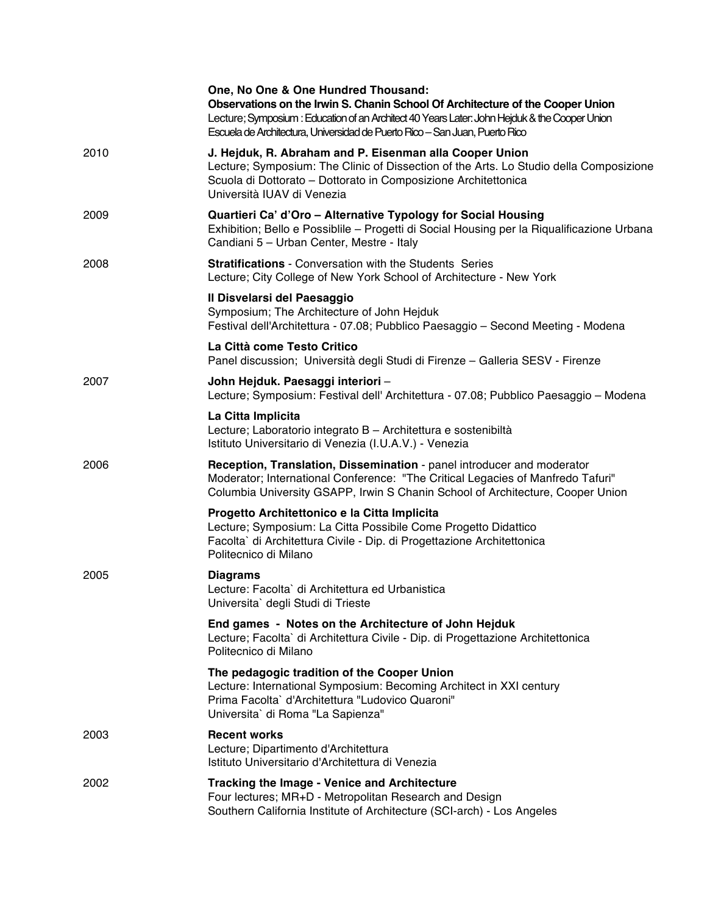**One, No One & One Hundred Thousand:**
**Observations on the Irwin S. Chanin School Of Architecture of the Cooper Union**
Lecture; Symposium : Education of an Architect 40 Years Later: John Hejduk & the Cooper Union
Escuela de Architectura, Universidad de Puerto Rico – San Juan, Puerto Rico

2010

**J. Hejduk, R. Abraham and P. Eisenman alla Cooper Union**
Lecture; Symposium: The Clinic of Dissection of the Arts. Lo Studio della Composizione
Scuola di Dottorato – Dottorato in Composizione Architettonica
Università IUAV di Venezia

2009

**Quartieri Ca' d'Oro – Alternative Typology for Social Housing**
Exhibition; Bello e Possiblile – Progetti di Social Housing per la Riqualificazione Urbana
Candiani 5 – Urban Center, Mestre - Italy

2008

**Stratifications** - Conversation with the Students Series
Lecture; City College of New York School of Architecture - New York

**Il Disvelarsi del Paesaggio**
Symposium; The Architecture of John Hejduk
Festival dell'Architettura - 07.08; Pubblico Paesaggio – Second Meeting - Modena

**La Città come Testo Critico**
Panel discussion; Università degli Studi di Firenze – Galleria SESV - Firenze

2007

**John Hejduk. Paesaggi interiori** –
Lecture; Symposium: Festival dell' Architettura - 07.08; Pubblico Paesaggio – Modena

**La Citta Implicita**
Lecture; Laboratorio integrato B – Architettura e sostenibiltà
Istituto Universitario di Venezia (I.U.A.V.) - Venezia

2006

**Reception, Translation, Dissemination** - panel introducer and moderator
Moderator; International Conference: "The Critical Legacies of Manfredo Tafuri"
Columbia University GSAPP, Irwin S Chanin School of Architecture, Cooper Union

**Progetto Architettonico e la Citta Implicita**
Lecture; Symposium: La Citta Possibile Come Progetto Didattico
Facolta` di Architettura Civile - Dip. di Progettazione Architettonica
Politecnico di Milano

2005

**Diagrams**
Lecture: Facolta` di Architettura ed Urbanistica
Universita` degli Studi di Trieste

**End games - Notes on the Architecture of John Hejduk**
Lecture; Facolta` di Architettura Civile - Dip. di Progettazione Architettonica
Politecnico di Milano

**The pedagogic tradition of the Cooper Union**
Lecture: International Symposium: Becoming Architect in XXI century
Prima Facolta` d'Architettura "Ludovico Quaroni"
Universita` di Roma "La Sapienza"

2003

**Recent works**
Lecture; Dipartimento d'Architettura
Istituto Universitario d'Architettura di Venezia

2002

**Tracking the Image - Venice and Architecture**
Four lectures; MR+D - Metropolitan Research and Design
Southern California Institute of Architecture (SCI-arch) - Los Angeles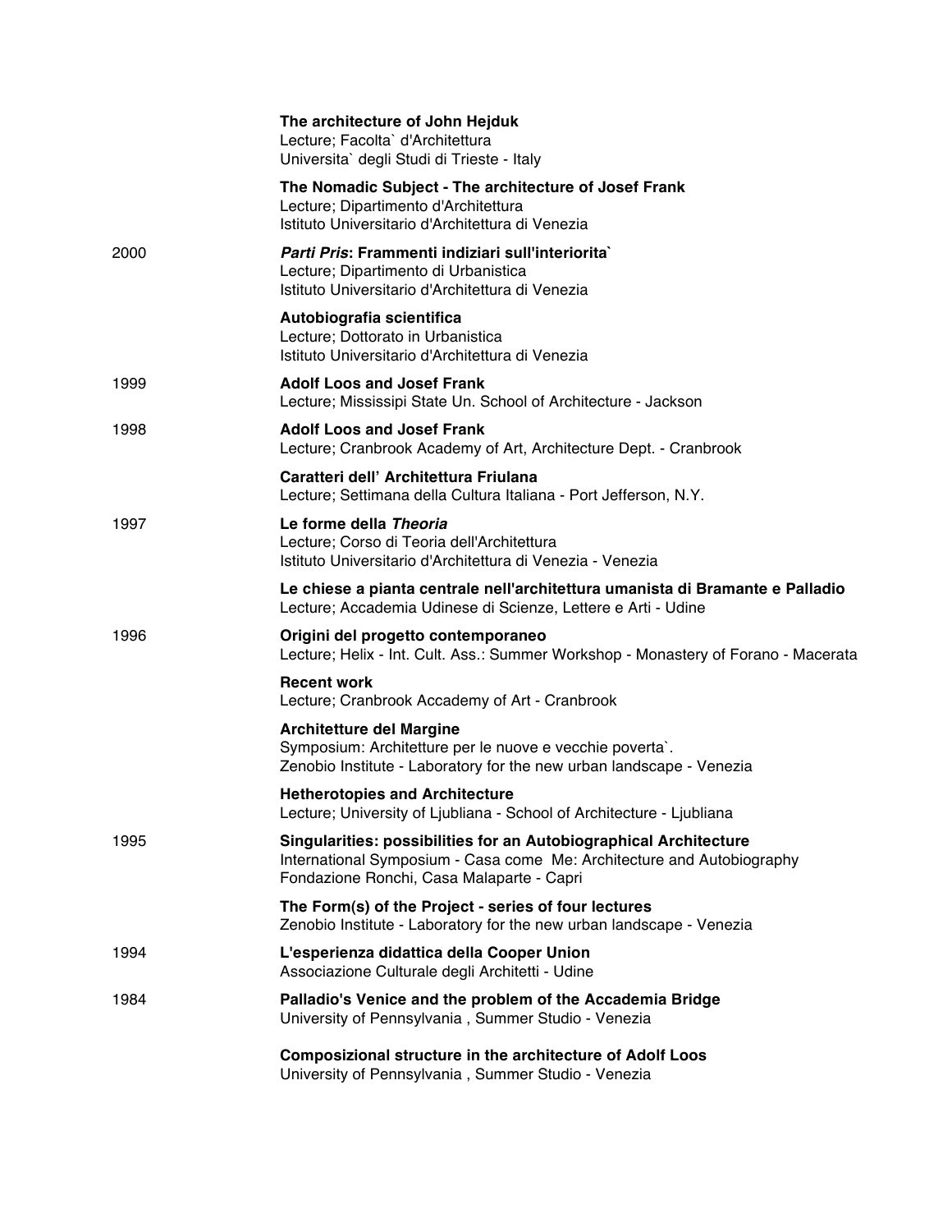**The architecture of John Hejduk**
Lecture; Facolta` d'Architettura
Universita` degli Studi di Trieste - Italy

**The Nomadic Subject - The architecture of Josef Frank**
Lecture; Dipartimento d'Architettura
Istituto Universitario d'Architettura di Venezia

2000

***Parti Pris*: Frammenti indiziari sull'interiorita`**
Lecture; Dipartimento di Urbanistica
Istituto Universitario d'Architettura di Venezia

**Autobiografia scientifica**
Lecture; Dottorato in Urbanistica
Istituto Universitario d'Architettura di Venezia

1999

**Adolf Loos and Josef Frank**
Lecture; Mississipi State Un. School of Architecture - Jackson

1998

**Adolf Loos and Josef Frank**
Lecture; Cranbrook Academy of Art, Architecture Dept. - Cranbrook

**Caratteri dell' Architettura Friulana**
Lecture; Settimana della Cultura Italiana - Port Jefferson, N.Y.

1997

**Le forme della *Theoria***
Lecture; Corso di Teoria dell'Architettura
Istituto Universitario d'Architettura di Venezia - Venezia

**Le chiese a pianta centrale nell'architettura umanista di Bramante e Palladio**
Lecture; Accademia Udinese di Scienze, Lettere e Arti - Udine

1996

**Origini del progetto contemporaneo**
Lecture; Helix - Int. Cult. Ass.: Summer Workshop - Monastery of Forano - Macerata

**Recent work**
Lecture; Cranbrook Accademy of Art - Cranbrook

**Architetture del Margine**
Symposium: Architetture per le nuove e vecchie poverta`.
Zenobio Institute - Laboratory for the new urban landscape - Venezia

**Hetherotopies and Architecture**
Lecture; University of Ljubliana - School of Architecture - Ljubliana

1995

**Singularities: possibilities for an Autobiographical Architecture**
International Symposium - Casa come Me: Architecture and Autobiography
Fondazione Ronchi, Casa Malaparte - Capri

**The Form(s) of the Project - series of four lectures**
Zenobio Institute - Laboratory for the new urban landscape - Venezia

1994

**L'esperienza didattica della Cooper Union**
Associazione Culturale degli Architetti - Udine

1984

**Palladio's Venice and the problem of the Accademia Bridge**
University of Pennsylvania , Summer Studio - Venezia

**Composizional structure in the architecture of Adolf Loos**
University of Pennsylvania , Summer Studio - Venezia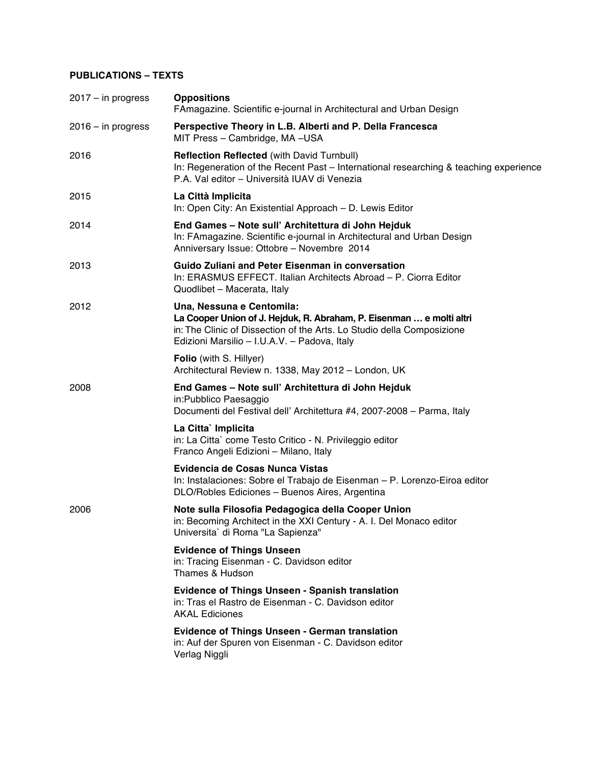**PUBLICATIONS – TEXTS**

2017 – in progress

**Oppositions**
FAmagazine. Scientific e-journal in Architectural and Urban Design

2016 – in progress

**Perspective Theory in L.B. Alberti and P. Della Francesca**
MIT Press – Cambridge, MA –USA

2016

**Reflection Reflected** (with David Turnbull)
In: Regeneration of the Recent Past – International researching & teaching experience
P.A. Val editor – Università IUAV di Venezia

2015

**La Città Implicita**
In: Open City: An Existential Approach – D. Lewis Editor

2014

**End Games – Note sull' Architettura di John Hejduk**
In: FAmagazine. Scientific e-journal in Architectural and Urban Design
Anniversary Issue: Ottobre – Novembre 2014

2013

**Guido Zuliani and Peter Eisenman in conversation**
In: ERASMUS EFFECT. Italian Architects Abroad – P. Ciorra Editor
Quodlibet – Macerata, Italy

2012

**Una, Nessuna e Centomila:**
**La Cooper Union of J. Hejduk, R. Abraham, P. Eisenman … e molti altri**
in: The Clinic of Dissection of the Arts. Lo Studio della Composizione
Edizioni Marsilio – I.U.A.V. – Padova, Italy

**Folio** (with S. Hillyer)
Architectural Review n. 1338, May 2012 – London, UK

2008

**End Games – Note sull' Architettura di John Hejduk**
in:Pubblico Paesaggio
Documenti del Festival dell' Architettura #4, 2007-2008 – Parma, Italy

**La Citta` Implicita**
in: La Citta` come Testo Critico - N. Privileggio editor
Franco Angeli Edizioni – Milano, Italy

**Evidencia de Cosas Nunca Vistas**
In: Instalaciones: Sobre el Trabajo de Eisenman – P. Lorenzo-Eiroa editor
DLO/Robles Ediciones – Buenos Aires, Argentina

2006

**Note sulla Filosofia Pedagogica della Cooper Union**
in: Becoming Architect in the XXI Century - A. I. Del Monaco editor
Universita` di Roma "La Sapienza"

**Evidence of Things Unseen**
in: Tracing Eisenman - C. Davidson editor
Thames & Hudson

**Evidence of Things Unseen - Spanish translation**
in: Tras el Rastro de Eisenman - C. Davidson editor
AKAL Ediciones

**Evidence of Things Unseen - German translation**
in: Auf der Spuren von Eisenman - C. Davidson editor
Verlag Niggli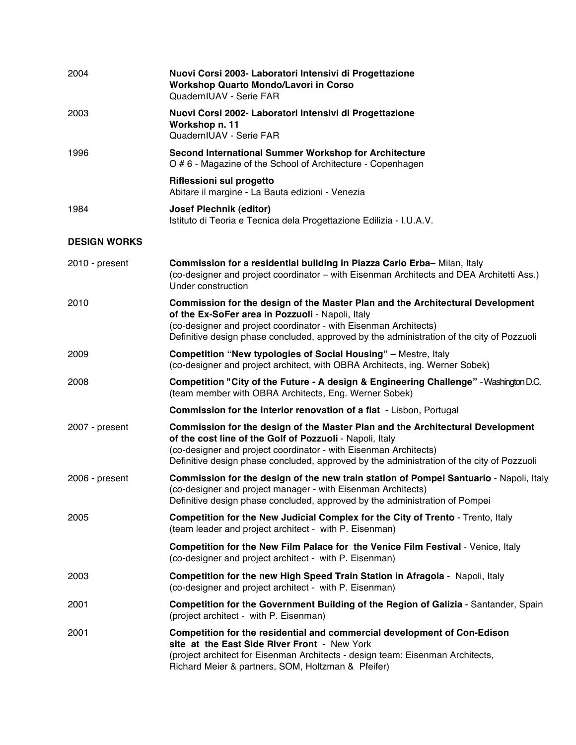2004 **Nuovi Corsi 2003- Laboratori Intensivi di Progettazione**
**Workshop Quarto Mondo/Lavori in Corso**
QuadernIUAV - Serie FAR

2003 **Nuovi Corsi 2002- Laboratori Intensivi di Progettazione**
**Workshop n. 11**
QuadernIUAV - Serie FAR

1996 **Second International Summer Workshop for Architecture**
O # 6 - Magazine of the School of Architecture - Copenhagen

**Riflessioni sul progetto**
Abitare il margine - La Bauta edizioni - Venezia

1984 **Josef Plechnik (editor)**
Istituto di Teoria e Tecnica dela Progettazione Edilizia - I.U.A.V.

**DESIGN WORKS**

2010 - present **Commission for a residential building in Piazza Carlo Erba–** Milan, Italy
(co-designer and project coordinator – with Eisenman Architects and DEA Architetti Ass.)
Under construction

2010 **Commission for the design of the Master Plan and the Architectural Development of the Ex-SoFer area in Pozzuoli** - Napoli, Italy
(co-designer and project coordinator - with Eisenman Architects)
Definitive design phase concluded, approved by the administration of the city of Pozzuoli

2009 **Competition "New typologies of Social Housing" –** Mestre, Italy
(co-designer and project architect, with OBRA Architects, ing. Werner Sobek)

2008 **Competition "City of the Future - A design & Engineering Challenge"** - Washington D.C.
(team member with OBRA Architects, Eng. Werner Sobek)

**Commission for the interior renovation of a flat** - Lisbon, Portugal

2007 - present **Commission for the design of the Master Plan and the Architectural Development of the cost line of the Golf of Pozzuoli** - Napoli, Italy
(co-designer and project coordinator - with Eisenman Architects)
Definitive design phase concluded, approved by the administration of the city of Pozzuoli

2006 - present **Commission for the design of the new train station of Pompei Santuario** - Napoli, Italy
(co-designer and project manager - with Eisenman Architects)
Definitive design phase concluded, approved by the administration of Pompei

2005 **Competition for the New Judicial Complex for the City of Trento** - Trento, Italy
(team leader and project architect - with P. Eisenman)

**Competition for the New Film Palace for the Venice Film Festival** - Venice, Italy
(co-designer and project architect - with P. Eisenman)

2003 **Competition for the new High Speed Train Station in Afragola** - Napoli, Italy
(co-designer and project architect - with P. Eisenman)

2001 **Competition for the Government Building of the Region of Galizia** - Santander, Spain
(project architect - with P. Eisenman)

2001 **Competition for the residential and commercial development of Con-Edison site at the East Side River Front** - New York
(project architect for Eisenman Architects - design team: Eisenman Architects, Richard Meier & partners, SOM, Holtzman & Pfeifer)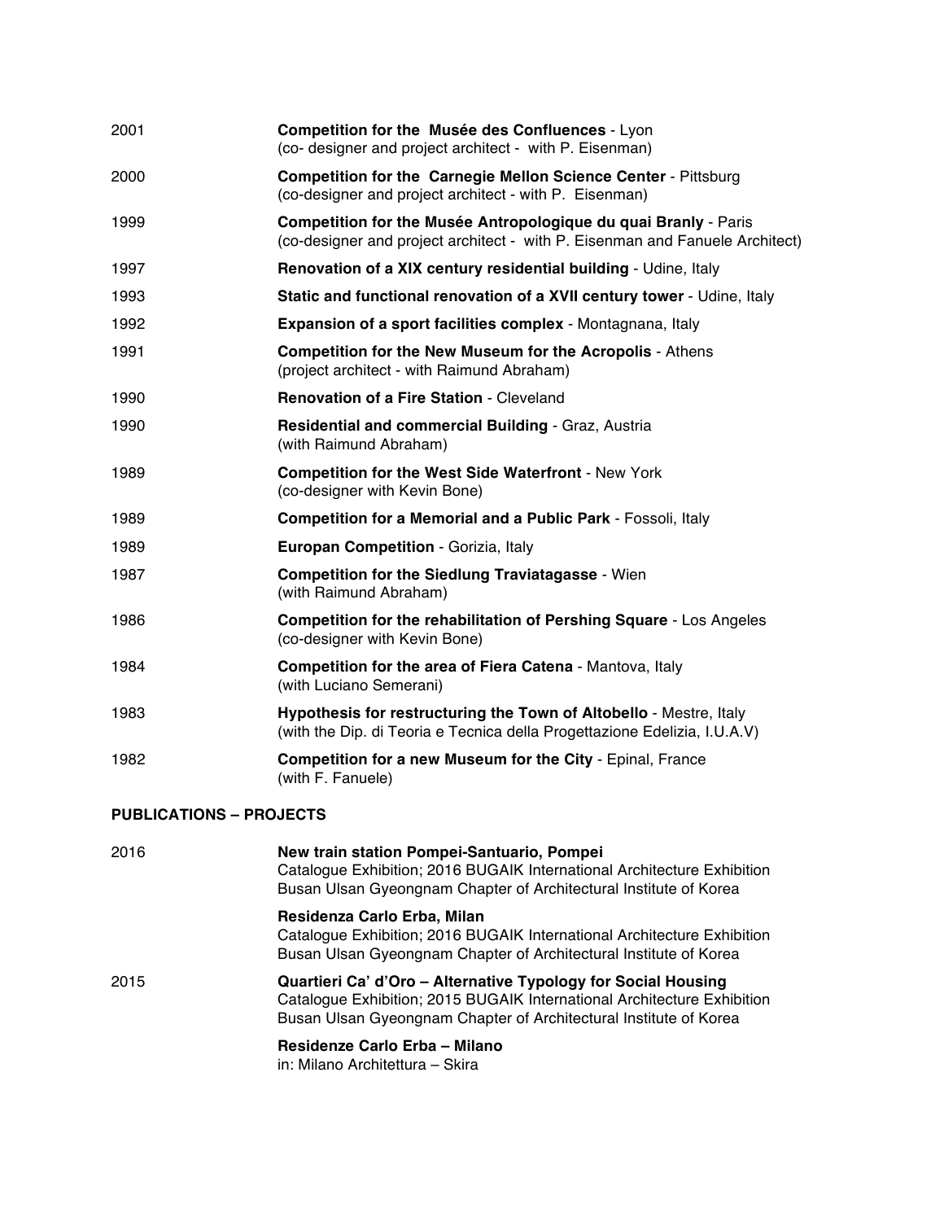2001 **Competition for the Musée des Confluences** - Lyon
(co- designer and project architect - with P. Eisenman)

2000 **Competition for the Carnegie Mellon Science Center** - Pittsburg
(co-designer and project architect - with P. Eisenman)

1999 **Competition for the Musée Antropologique du quai Branly** - Paris
(co-designer and project architect - with P. Eisenman and Fanuele Architect)

1997 **Renovation of a XIX century residential building** - Udine, Italy

1993 **Static and functional renovation of a XVII century tower** - Udine, Italy

1992 **Expansion of a sport facilities complex** - Montagnana, Italy

1991 **Competition for the New Museum for the Acropolis** - Athens
(project architect - with Raimund Abraham)

1990 **Renovation of a Fire Station** - Cleveland

1990 **Residential and commercial Building** - Graz, Austria
(with Raimund Abraham)

1989 **Competition for the West Side Waterfront** - New York
(co-designer with Kevin Bone)

1989 **Competition for a Memorial and a Public Park** - Fossoli, Italy

1989 **Europan Competition** - Gorizia, Italy

1987 **Competition for the Siedlung Traviatagasse** - Wien
(with Raimund Abraham)

1986 **Competition for the rehabilitation of Pershing Square** - Los Angeles
(co-designer with Kevin Bone)

1984 **Competition for the area of Fiera Catena** - Mantova, Italy
(with Luciano Semerani)

1983 **Hypothesis for restructuring the Town of Altobello** - Mestre, Italy
(with the Dip. di Teoria e Tecnica della Progettazione Edelizia, I.U.A.V)

1982 **Competition for a new Museum for the City** - Epinal, France
(with F. Fanuele)

## PUBLICATIONS – PROJECTS

2016 **New train station Pompei-Santuario, Pompei**
Catalogue Exhibition; 2016 BUGAIK International Architecture Exhibition
Busan Ulsan Gyeongnam Chapter of Architectural Institute of Korea

**Residenza Carlo Erba, Milan**
Catalogue Exhibition; 2016 BUGAIK International Architecture Exhibition
Busan Ulsan Gyeongnam Chapter of Architectural Institute of Korea

2015 **Quartieri Ca' d'Oro – Alternative Typology for Social Housing**
Catalogue Exhibition; 2015 BUGAIK International Architecture Exhibition
Busan Ulsan Gyeongnam Chapter of Architectural Institute of Korea

**Residenze Carlo Erba – Milano**
in: Milano Architettura – Skira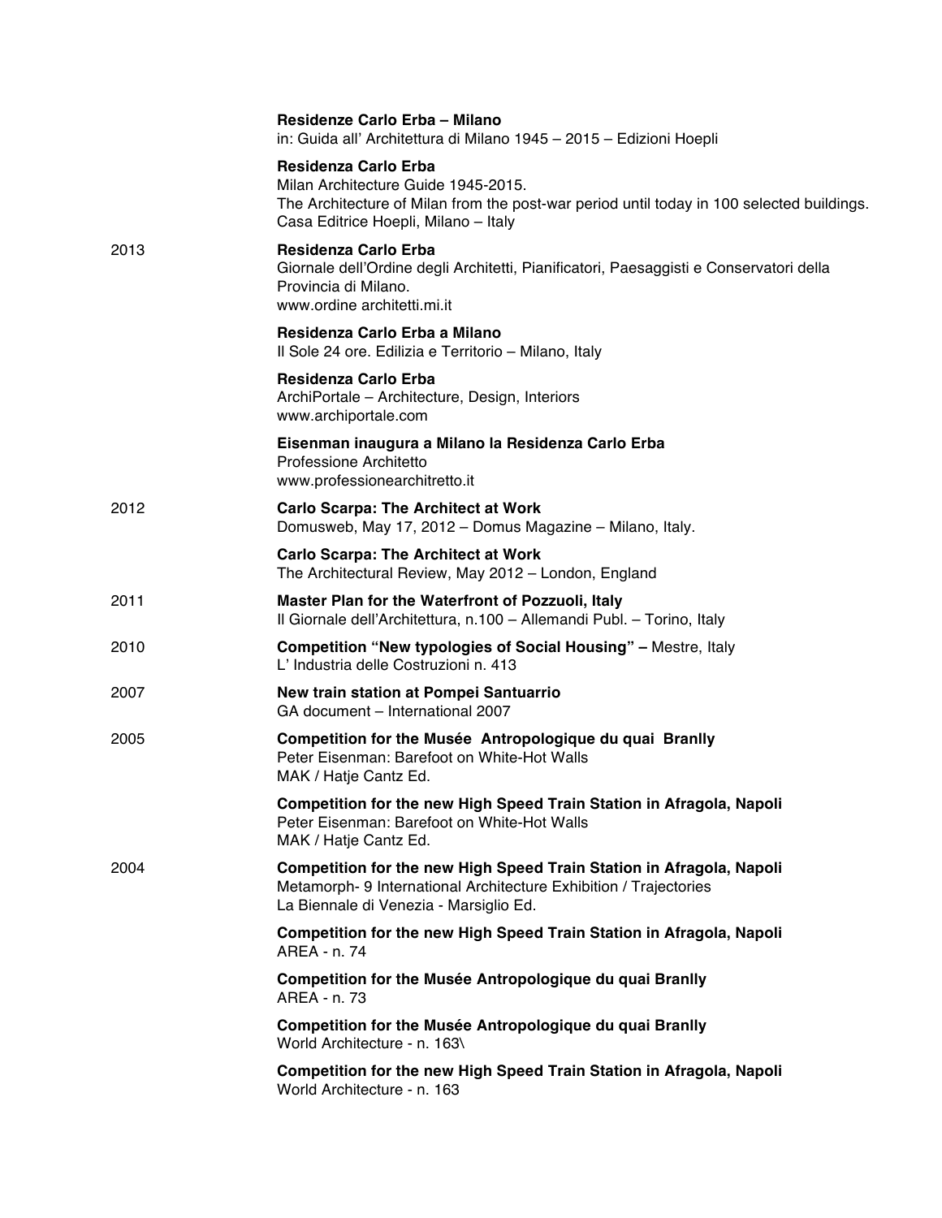**Residenze Carlo Erba – Milano**
in: Guida all' Architettura di Milano 1945 – 2015 – Edizioni Hoepli

**Residenza Carlo Erba**
Milan Architecture Guide 1945-2015.
The Architecture of Milan from the post-war period until today in 100 selected buildings.
Casa Editrice Hoepli, Milano – Italy

2013

**Residenza Carlo Erba**
Giornale dell'Ordine degli Architetti, Pianificatori, Paesaggisti e Conservatori della Provincia di Milano.
www.ordine architetti.mi.it

**Residenza Carlo Erba a Milano**
Il Sole 24 ore. Edilizia e Territorio – Milano, Italy

**Residenza Carlo Erba**
ArchiPortale – Architecture, Design, Interiors
www.archiportale.com

**Eisenman inaugura a Milano la Residenza Carlo Erba**
Professione Architetto
www.professionearchitretto.it

2012

**Carlo Scarpa: The Architect at Work**
Domusweb, May 17, 2012 – Domus Magazine – Milano, Italy.

**Carlo Scarpa: The Architect at Work**
The Architectural Review, May 2012 – London, England

2011

**Master Plan for the Waterfront of Pozzuoli, Italy**
Il Giornale dell'Architettura, n.100 – Allemandi Publ. – Torino, Italy

2010

**Competition "New typologies of Social Housing" –** Mestre, Italy
L' Industria delle Costruzioni n. 413

2007

**New train station at Pompei Santuarrio**
GA document – International 2007

2005

**Competition for the Musée Antropologique du quai Branlly**
Peter Eisenman: Barefoot on White-Hot Walls
MAK / Hatje Cantz Ed.

**Competition for the new High Speed Train Station in Afragola, Napoli**
Peter Eisenman: Barefoot on White-Hot Walls
MAK / Hatje Cantz Ed.

2004

**Competition for the new High Speed Train Station in Afragola, Napoli**
Metamorph- 9 International Architecture Exhibition / Trajectories
La Biennale di Venezia - Marsiglio Ed.

**Competition for the new High Speed Train Station in Afragola, Napoli**
AREA - n. 74

**Competition for the Musée Antropologique du quai Branlly**
AREA - n. 73

**Competition for the Musée Antropologique du quai Branlly**
World Architecture - n. 163\

**Competition for the new High Speed Train Station in Afragola, Napoli**
World Architecture - n. 163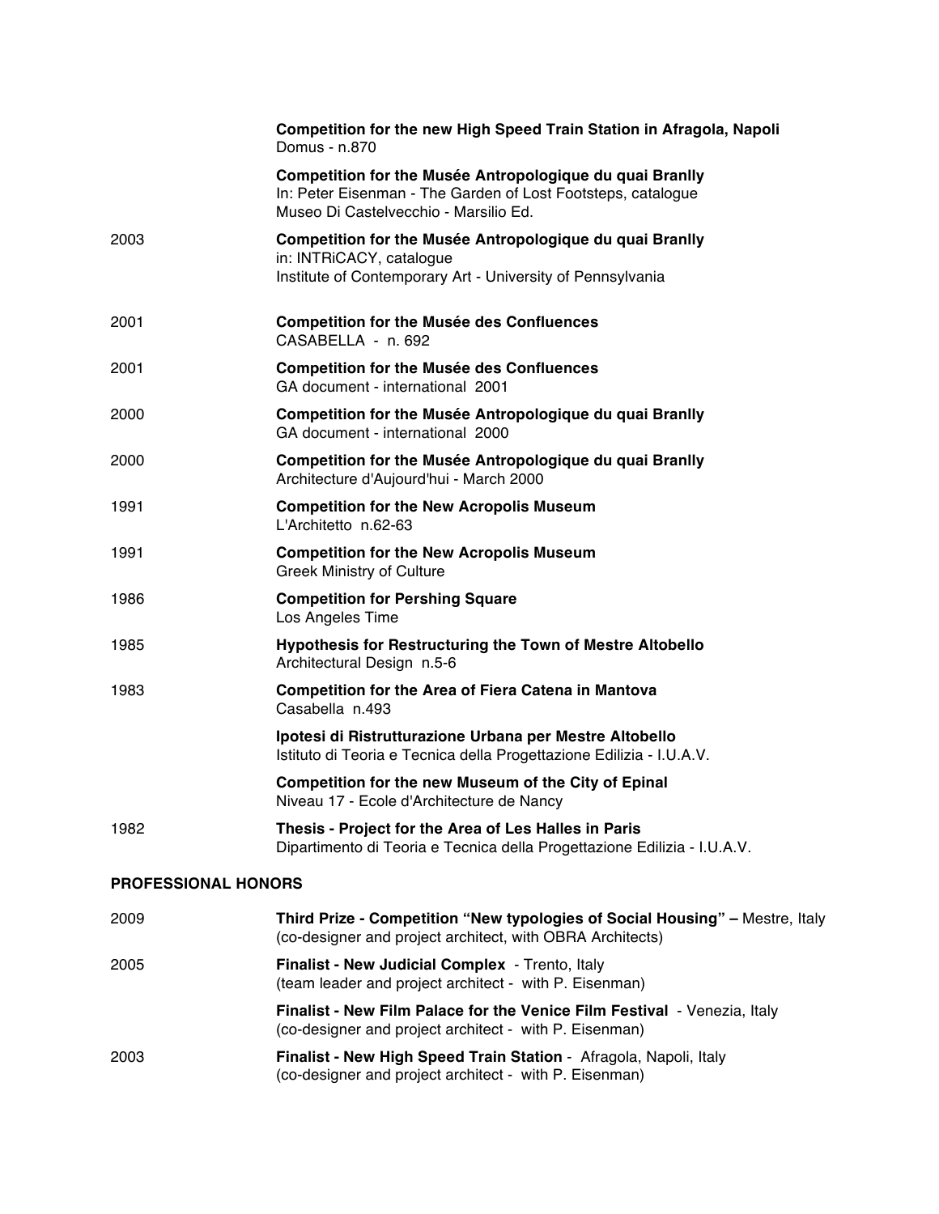| | |
|---|---|
| | **Competition for the new High Speed Train Station in Afragola, Napoli**<br>Domus - n.870 |
| | **Competition for the Musée Antropologique du quai Branlly**<br>In: Peter Eisenman - The Garden of Lost Footsteps, catalogue<br>Museo Di Castelvecchio - Marsilio Ed. |
| 2003 | **Competition for the Musée Antropologique du quai Branlly**<br>in: INTRiCACY, catalogue<br>Institute of Contemporary Art - University of Pennsylvania |
| 2001 | **Competition for the Musée des Confluences**<br>CASABELLA - n. 692 |
| 2001 | **Competition for the Musée des Confluences**<br>GA document - international 2001 |
| 2000 | **Competition for the Musée Antropologique du quai Branlly**<br>GA document - international 2000 |
| 2000 | **Competition for the Musée Antropologique du quai Branlly**<br>Architecture d'Aujourd'hui - March 2000 |
| 1991 | **Competition for the New Acropolis Museum**<br>L'Architetto n.62-63 |
| 1991 | **Competition for the New Acropolis Museum**<br>Greek Ministry of Culture |
| 1986 | **Competition for Pershing Square**<br>Los Angeles Time |
| 1985 | **Hypothesis for Restructuring the Town of Mestre Altobello**<br>Architectural Design n.5-6 |
| 1983 | **Competition for the Area of Fiera Catena in Mantova**<br>Casabella n.493 |
| | **Ipotesi di Ristrutturazione Urbana per Mestre Altobello**<br>Istituto di Teoria e Tecnica della Progettazione Edilizia - I.U.A.V. |
| | **Competition for the new Museum of the City of Epinal**<br>Niveau 17 - Ecole d'Architecture de Nancy |
| 1982 | **Thesis - Project for the Area of Les Halles in Paris**<br>Dipartimento di Teoria e Tecnica della Progettazione Edilizia - I.U.A.V. |

## PROFESSIONAL HONORS

| | |
|---|---|
| 2009 | **Third Prize - Competition "New typologies of Social Housing" –** Mestre, Italy<br>(co-designer and project architect, with OBRA Architects) |
| 2005 | **Finalist - New Judicial Complex** - Trento, Italy<br>(team leader and project architect - with P. Eisenman) |
| | **Finalist - New Film Palace for the Venice Film Festival** - Venezia, Italy<br>(co-designer and project architect - with P. Eisenman) |
| 2003 | **Finalist - New High Speed Train Station** - Afragola, Napoli, Italy<br>(co-designer and project architect - with P. Eisenman) |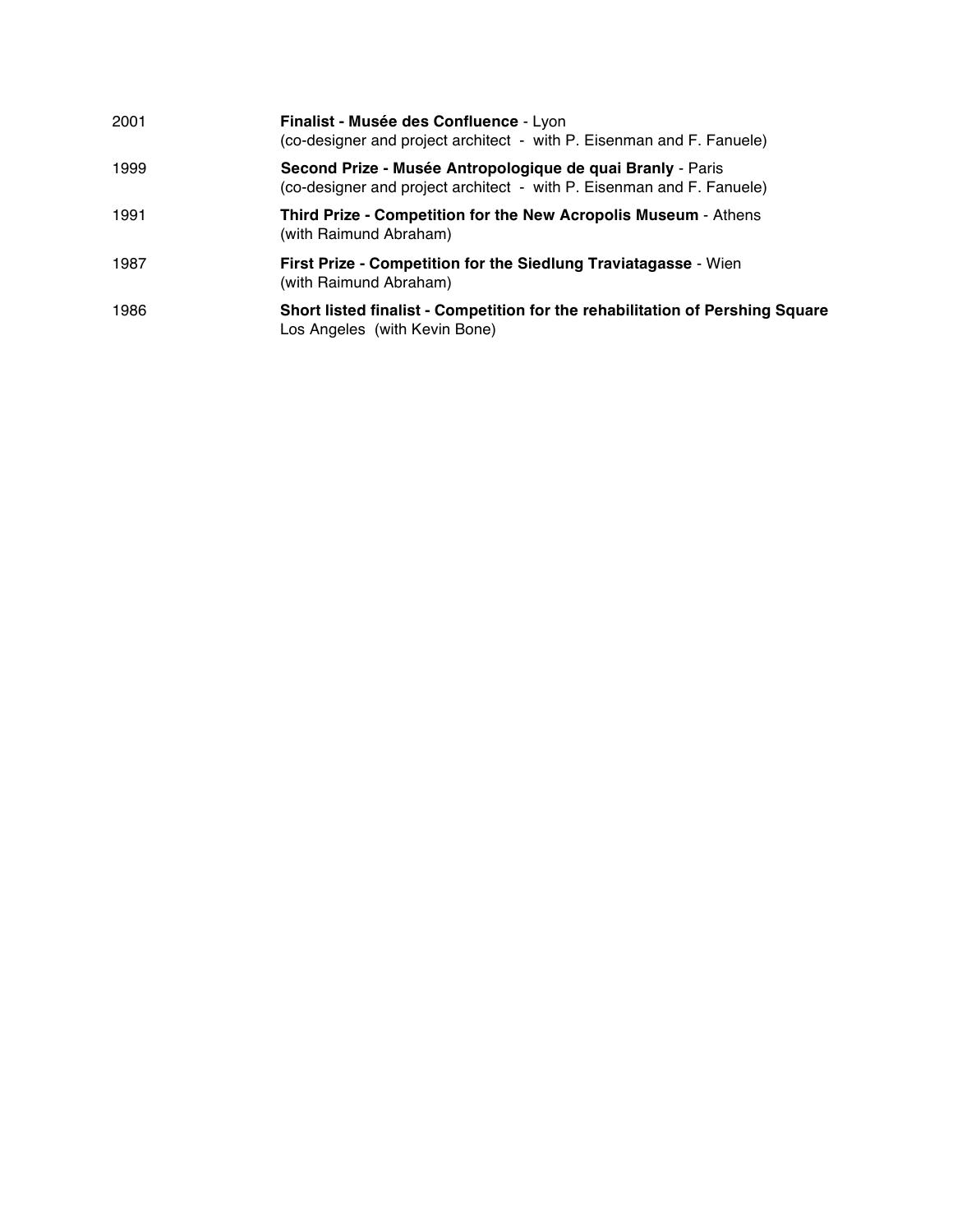2001 **Finalist - Musée des Confluence** - Lyon
(co-designer and project architect - with P. Eisenman and F. Fanuele)

1999 **Second Prize - Musée Antropologique de quai Branly** - Paris
(co-designer and project architect - with P. Eisenman and F. Fanuele)

1991 **Third Prize - Competition for the New Acropolis Museum** - Athens
(with Raimund Abraham)

1987 **First Prize - Competition for the Siedlung Traviatagasse** - Wien
(with Raimund Abraham)

1986 **Short listed finalist - Competition for the rehabilitation of Pershing Square**
Los Angeles (with Kevin Bone)